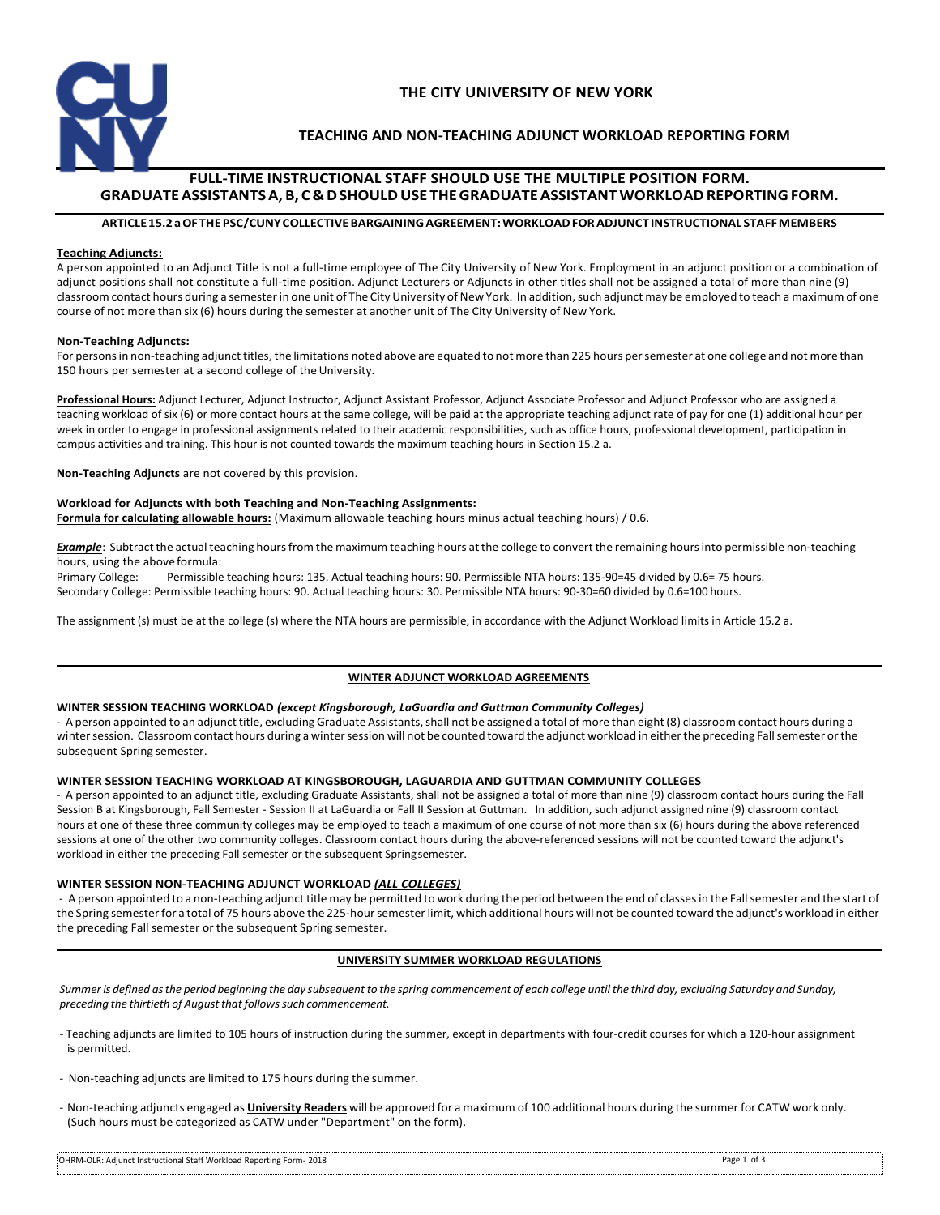# THE CITY UNIVERSITY OF NEW YORK

## TEACHING AND NON-TEACHING ADJUNCT WORKLOAD REPORTING FORM

**FULL-TIME INSTRUCTIONAL STAFF SHOULD USE THE MULTIPLE POSITION FORM.**
**GRADUATE ASSISTANTS A, B, C & D SHOULD USE THE GRADUATE ASSISTANT WORKLOAD REPORTING FORM.**

### ARTICLE 15.2 a OF THE PSC/CUNY COLLECTIVE BARGAINING AGREEMENT: WORKLOAD FOR ADJUNCT INSTRUCTIONAL STAFF MEMBERS

**Teaching Adjuncts:**

A person appointed to an Adjunct Title is not a full-time employee of The City University of New York. Employment in an adjunct position or a combination of adjunct positions shall not constitute a full-time position. Adjunct Lecturers or Adjuncts in other titles shall not be assigned a total of more than nine (9) classroom contact hours during a semester in one unit of The City University of New York. In addition, such adjunct may be employed to teach a maximum of one course of not more than six (6) hours during the semester at another unit of The City University of New York.

**Non-Teaching Adjuncts:**

For persons in non-teaching adjunct titles, the limitations noted above are equated to not more than 225 hours per semester at one college and not more than 150 hours per semester at a second college of the University.

**Professional Hours:** Adjunct Lecturer, Adjunct Instructor, Adjunct Assistant Professor, Adjunct Associate Professor and Adjunct Professor who are assigned a teaching workload of six (6) or more contact hours at the same college, will be paid at the appropriate teaching adjunct rate of pay for one (1) additional hour per week in order to engage in professional assignments related to their academic responsibilities, such as office hours, professional development, participation in campus activities and training. This hour is not counted towards the maximum teaching hours in Section 15.2 a.

**Non-Teaching Adjuncts** are not covered by this provision.

**Workload for Adjuncts with both Teaching and Non-Teaching Assignments:**
**Formula for calculating allowable hours:** (Maximum allowable teaching hours minus actual teaching hours) / 0.6.

***Example***: Subtract the actual teaching hours from the maximum teaching hours at the college to convert the remaining hours into permissible non-teaching hours, using the above formula:

Primary College: Permissible teaching hours: 135. Actual teaching hours: 90. Permissible NTA hours: 135-90=45 divided by 0.6= 75 hours.
Secondary College: Permissible teaching hours: 90. Actual teaching hours: 30. Permissible NTA hours: 90-30=60 divided by 0.6=100 hours.

The assignment (s) must be at the college (s) where the NTA hours are permissible, in accordance with the Adjunct Workload limits in Article 15.2 a.

---

### WINTER ADJUNCT WORKLOAD AGREEMENTS

**WINTER SESSION TEACHING WORKLOAD *(except Kingsborough, LaGuardia and Guttman Community Colleges)***

- A person appointed to an adjunct title, excluding Graduate Assistants, shall not be assigned a total of more than eight (8) classroom contact hours during a winter session. Classroom contact hours during a winter session will not be counted toward the adjunct workload in either the preceding Fall semester or the subsequent Spring semester.

**WINTER SESSION TEACHING WORKLOAD AT KINGSBOROUGH, LAGUARDIA AND GUTTMAN COMMUNITY COLLEGES**

- A person appointed to an adjunct title, excluding Graduate Assistants, shall not be assigned a total of more than nine (9) classroom contact hours during the Fall Session B at Kingsborough, Fall Semester - Session II at LaGuardia or Fall II Session at Guttman. In addition, such adjunct assigned nine (9) classroom contact hours at one of these three community colleges may be employed to teach a maximum of one course of not more than six (6) hours during the above referenced sessions at one of the other two community colleges. Classroom contact hours during the above-referenced sessions will not be counted toward the adjunct's workload in either the preceding Fall semester or the subsequent Spring semester.

**WINTER SESSION NON-TEACHING ADJUNCT WORKLOAD *(ALL COLLEGES)***

- A person appointed to a non-teaching adjunct title may be permitted to work during the period between the end of classes in the Fall semester and the start of the Spring semester for a total of 75 hours above the 225-hour semester limit, which additional hours will not be counted toward the adjunct's workload in either the preceding Fall semester or the subsequent Spring semester.

---

### UNIVERSITY SUMMER WORKLOAD REGULATIONS

*Summer is defined as the period beginning the day subsequent to the spring commencement of each college until the third day, excluding Saturday and Sunday, preceding the thirtieth of August that follows such commencement.*

- Teaching adjuncts are limited to 105 hours of instruction during the summer, except in departments with four-credit courses for which a 120-hour assignment is permitted.

- Non-teaching adjuncts are limited to 175 hours during the summer.

- Non-teaching adjuncts engaged as **University Readers** will be approved for a maximum of 100 additional hours during the summer for CATW work only. (Such hours must be categorized as CATW under "Department" on the form).

OHRM-OLR: Adjunct Instructional Staff Workload Reporting Form- 2018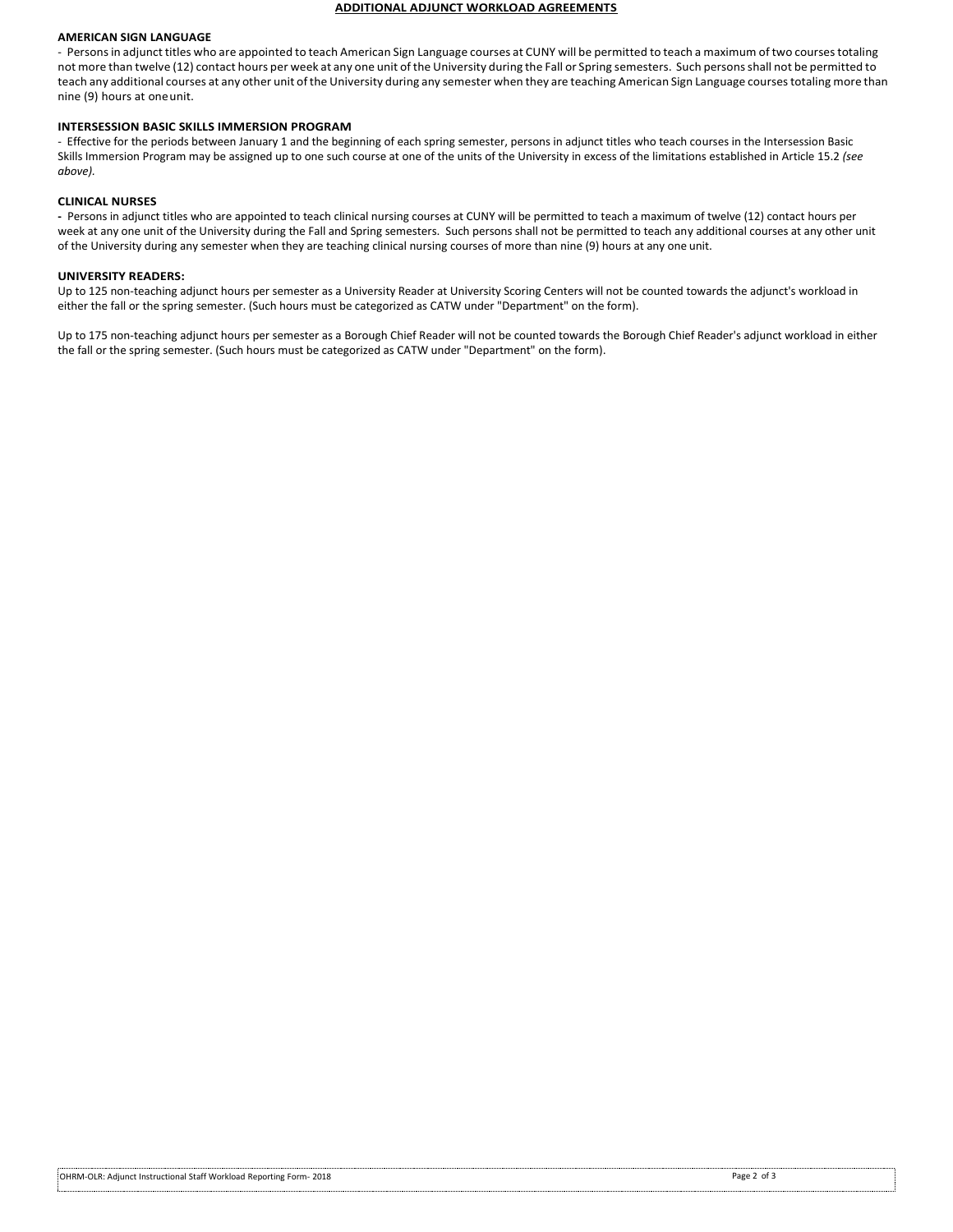## ADDITIONAL ADJUNCT WORKLOAD AGREEMENTS

### AMERICAN SIGN LANGUAGE

- Persons in adjunct titles who are appointed to teach American Sign Language courses at CUNY will be permitted to teach a maximum of two courses totaling not more than twelve (12) contact hours per week at any one unit of the University during the Fall or Spring semesters. Such persons shall not be permitted to teach any additional courses at any other unit of the University during any semester when they are teaching American Sign Language courses totaling more than nine (9) hours at one unit.

### INTERSESSION BASIC SKILLS IMMERSION PROGRAM

- Effective for the periods between January 1 and the beginning of each spring semester, persons in adjunct titles who teach courses in the Intersession Basic Skills Immersion Program may be assigned up to one such course at one of the units of the University in excess of the limitations established in Article 15.2 *(see above).*

### CLINICAL NURSES

- Persons in adjunct titles who are appointed to teach clinical nursing courses at CUNY will be permitted to teach a maximum of twelve (12) contact hours per week at any one unit of the University during the Fall and Spring semesters. Such persons shall not be permitted to teach any additional courses at any other unit of the University during any semester when they are teaching clinical nursing courses of more than nine (9) hours at any one unit.

### UNIVERSITY READERS:

Up to 125 non-teaching adjunct hours per semester as a University Reader at University Scoring Centers will not be counted towards the adjunct's workload in either the fall or the spring semester. (Such hours must be categorized as CATW under "Department" on the form).

Up to 175 non-teaching adjunct hours per semester as a Borough Chief Reader will not be counted towards the Borough Chief Reader's adjunct workload in either the fall or the spring semester. (Such hours must be categorized as CATW under "Department" on the form).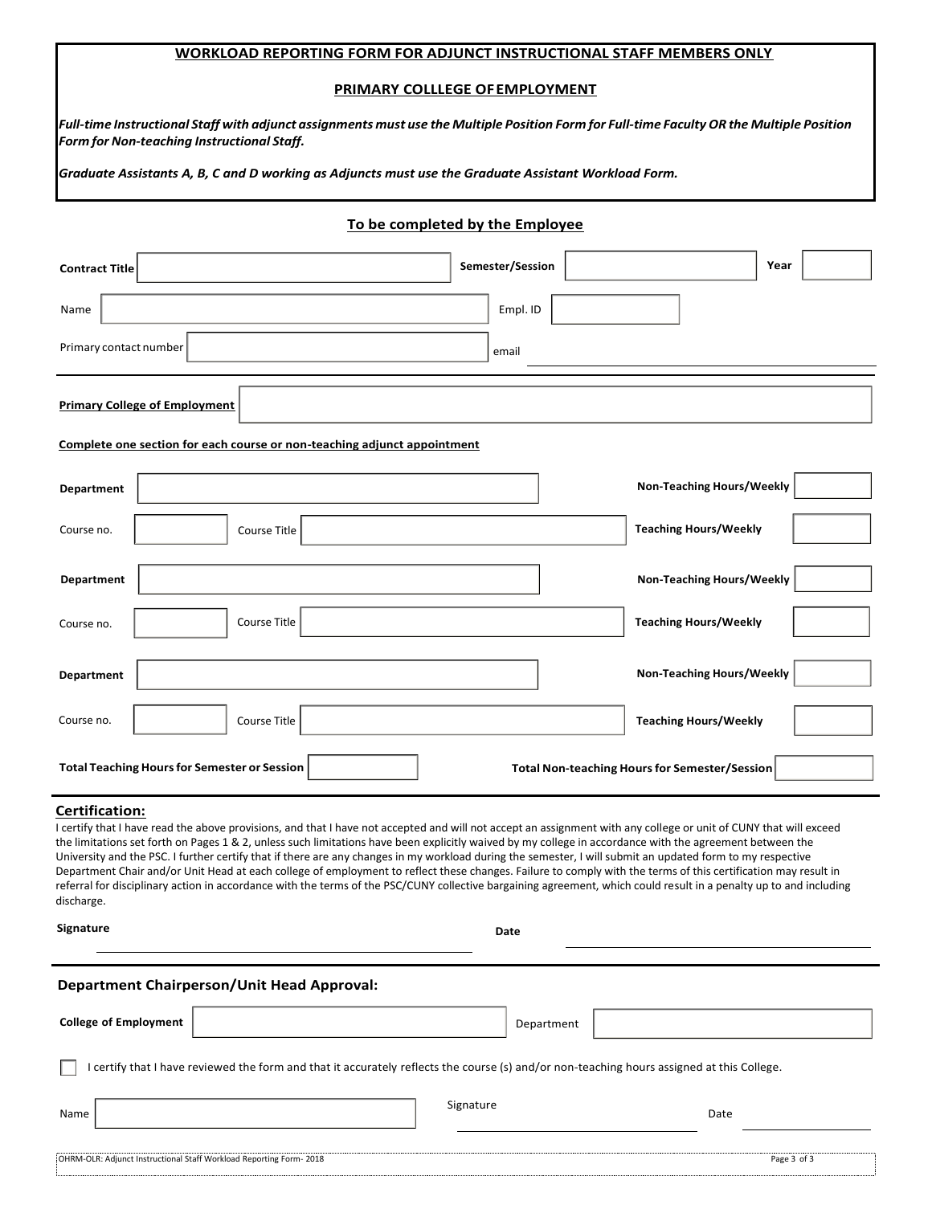## WORKLOAD REPORTING FORM FOR ADJUNCT INSTRUCTIONAL STAFF MEMBERS ONLY

### PRIMARY COLLLEGE OF EMPLOYMENT

*Full-time Instructional Staff with adjunct assignments must use the Multiple Position Form for Full-time Faculty OR the Multiple Position Form for Non-teaching Instructional Staff.*

*Graduate Assistants A, B, C and D working as Adjuncts must use the Graduate Assistant Workload Form.*

### To be completed by the Employee

**Contract Title** ______________________ **Semester/Session** ______________ **Year** ________

Name ______________________ Empl. ID ______________

Primary contact number ______________________ email ______________________

**Primary College of Employment** ______________________

**Complete one section for each course or non-teaching adjunct appointment**

**Department** ______________________ **Non-Teaching Hours/Weekly** ________

Course no. ________ Course Title ______________________ **Teaching Hours/Weekly** ________

**Department** ______________________ **Non-Teaching Hours/Weekly** ________

Course no. ________ Course Title ______________________ **Teaching Hours/Weekly** ________

**Department** ______________________ **Non-Teaching Hours/Weekly** ________

Course no. ________ Course Title ______________________ **Teaching Hours/Weekly** ________

**Total Teaching Hours for Semester or Session** ________ **Total Non-teaching Hours for Semester/Session** ________

## Certification:

I certify that I have read the above provisions, and that I have not accepted and will not accept an assignment with any college or unit of CUNY that will exceed the limitations set forth on Pages 1 & 2, unless such limitations have been explicitly waived by my college in accordance with the agreement between the University and the PSC. I further certify that if there are any changes in my workload during the semester, I will submit an updated form to my respective Department Chair and/or Unit Head at each college of employment to reflect these changes. Failure to comply with the terms of this certification may result in referral for disciplinary action in accordance with the terms of the PSC/CUNY collective bargaining agreement, which could result in a penalty up to and including discharge.

**Signature** ______________________ **Date** ______________________

## Department Chairperson/Unit Head Approval:

**College of Employment** ______________________ Department ______________________

☐ I certify that I have reviewed the form and that it accurately reflects the course (s) and/or non-teaching hours assigned at this College.

Name ______________________ Signature ______________________ Date ______________

OHRM-OLR: Adjunct Instructional Staff Workload Reporting Form- 2018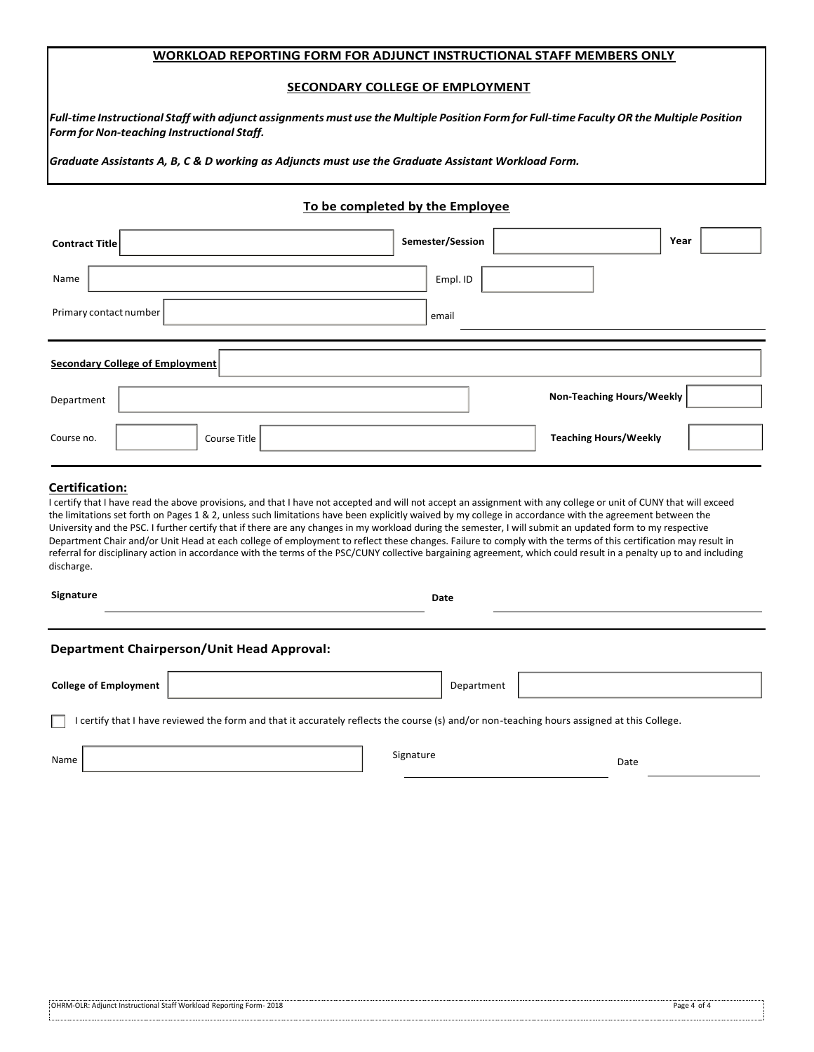**WORKLOAD REPORTING FORM FOR ADJUNCT INSTRUCTIONAL STAFF MEMBERS ONLY**

**SECONDARY COLLEGE OF EMPLOYMENT**

***Full-time Instructional Staff with adjunct assignments must use the Multiple Position Form for Full-time Faculty OR the Multiple Position Form for Non-teaching Instructional Staff.***

***Graduate Assistants A, B, C & D working as Adjuncts must use the Graduate Assistant Workload Form.***

**To be completed by the Employee**

**Contract Title** \_\_\_\_\_\_\_\_\_\_ **Semester/Session** \_\_\_\_\_\_\_\_\_\_ **Year** \_\_\_\_\_\_

Name \_\_\_\_\_\_\_\_\_\_ Empl. ID \_\_\_\_\_\_\_\_\_\_

Primary contact number \_\_\_\_\_\_\_\_\_\_ email \_\_\_\_\_\_\_\_\_\_

**Secondary College of Employment** \_\_\_\_\_\_\_\_\_\_

Department \_\_\_\_\_\_\_\_\_\_ **Non-Teaching Hours/Weekly** \_\_\_\_\_\_

Course no. \_\_\_\_\_\_ Course Title \_\_\_\_\_\_\_\_\_\_ **Teaching Hours/Weekly** \_\_\_\_\_\_

## Certification:

I certify that I have read the above provisions, and that I have not accepted and will not accept an assignment with any college or unit of CUNY that will exceed the limitations set forth on Pages 1 & 2, unless such limitations have been explicitly waived by my college in accordance with the agreement between the University and the PSC. I further certify that if there are any changes in my workload during the semester, I will submit an updated form to my respective Department Chair and/or Unit Head at each college of employment to reflect these changes. Failure to comply with the terms of this certification may result in referral for disciplinary action in accordance with the terms of the PSC/CUNY collective bargaining agreement, which could result in a penalty up to and including discharge.

**Signature** \_\_\_\_\_\_\_\_\_\_ **Date** \_\_\_\_\_\_\_\_\_\_

## Department Chairperson/Unit Head Approval:

**College of Employment** \_\_\_\_\_\_\_\_\_\_ Department \_\_\_\_\_\_\_\_\_\_

☐ I certify that I have reviewed the form and that it accurately reflects the course (s) and/or non-teaching hours assigned at this College.

Name \_\_\_\_\_\_\_\_\_\_ Signature \_\_\_\_\_\_\_\_\_\_ Date \_\_\_\_\_\_\_\_\_\_

OHRM-OLR: Adjunct Instructional Staff Workload Reporting Form- 2018